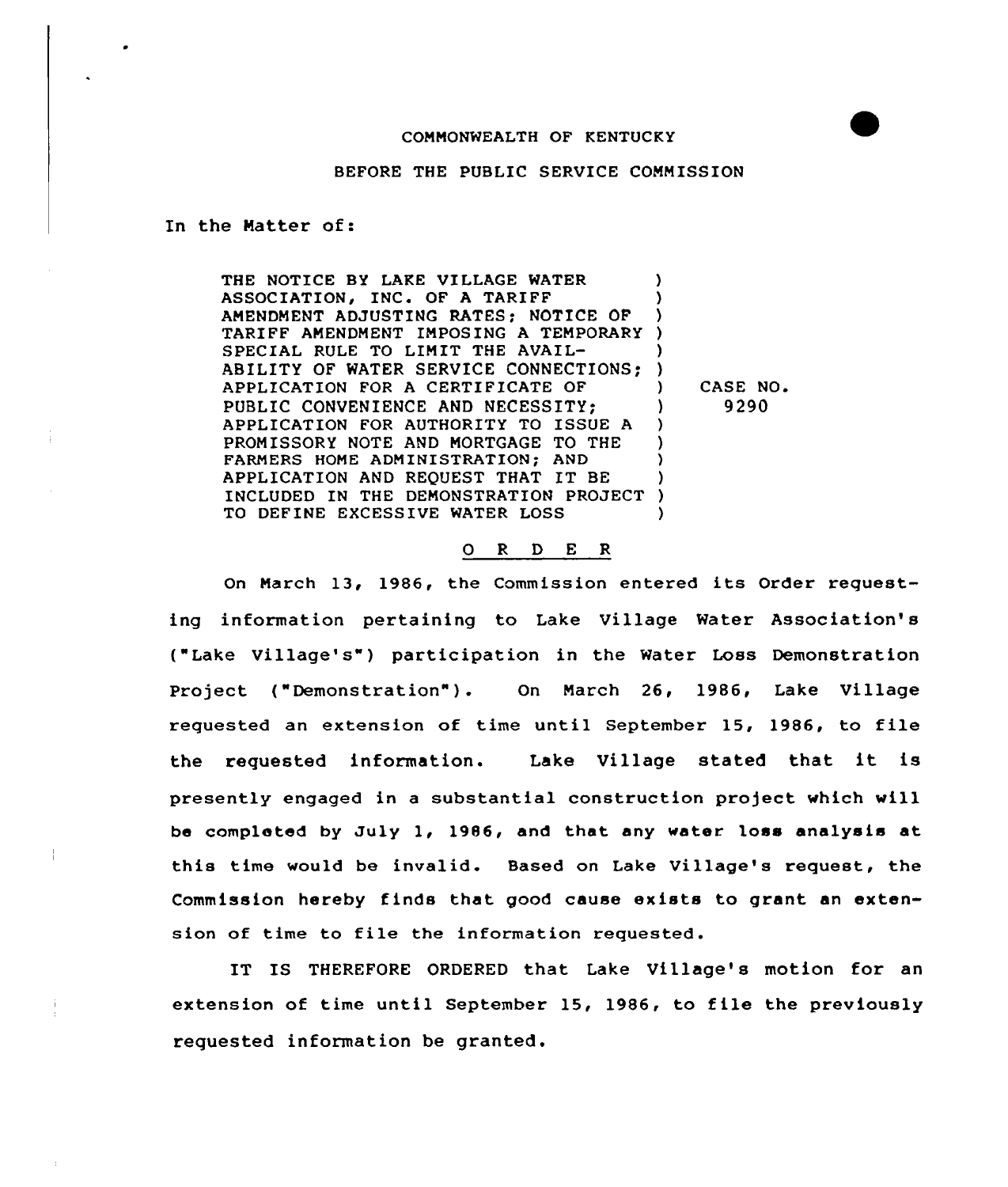COMMONWEALTH OF KENTUCKY

BEFORE THE PUBLIC SERVICE COMMISSION

In the Matter of:

| | |
|---|---|
| THE NOTICE BY LAKE VILLAGE WATER ASSOCIATION, INC. OF A TARIFF AMENDMENT ADJUSTING RATES; NOTICE OF TARIFF AMENDMENT IMPOSING A TEMPORARY SPECIAL RULE TO LIMIT THE AVAILABILITY OF WATER SERVICE CONNECTIONS; APPLICATION FOR A CERTIFICATE OF PUBLIC CONVENIENCE AND NECESSITY; APPLICATION FOR AUTHORITY TO ISSUE A PROMISSORY NOTE AND MORTGAGE TO THE FARMERS HOME ADMINISTRATION; AND APPLICATION AND REQUEST THAT IT BE INCLUDED IN THE DEMONSTRATION PROJECT TO DEFINE EXCESSIVE WATER LOSS | CASE NO. 9290 |

## O R D E R

On March 13, 1986, the Commission entered its Order requesting information pertaining to Lake Village Water Association's ("Lake Village's") participation in the Water Loss Demonstration Project ("Demonstration"). On March 26, 1986, Lake Village requested an extension of time until September 15, 1986, to file the requested information. Lake Village stated that it is presently engaged in a substantial construction project which will be completed by July 1, 1986, and that any water loss analysis at this time would be invalid. Based on Lake Village's request, the Commission hereby finds that good cause exists to grant an extension of time to file the information requested.

IT IS THEREFORE ORDERED that Lake Village's motion for an extension of time until September 15, 1986, to file the previously requested information be granted.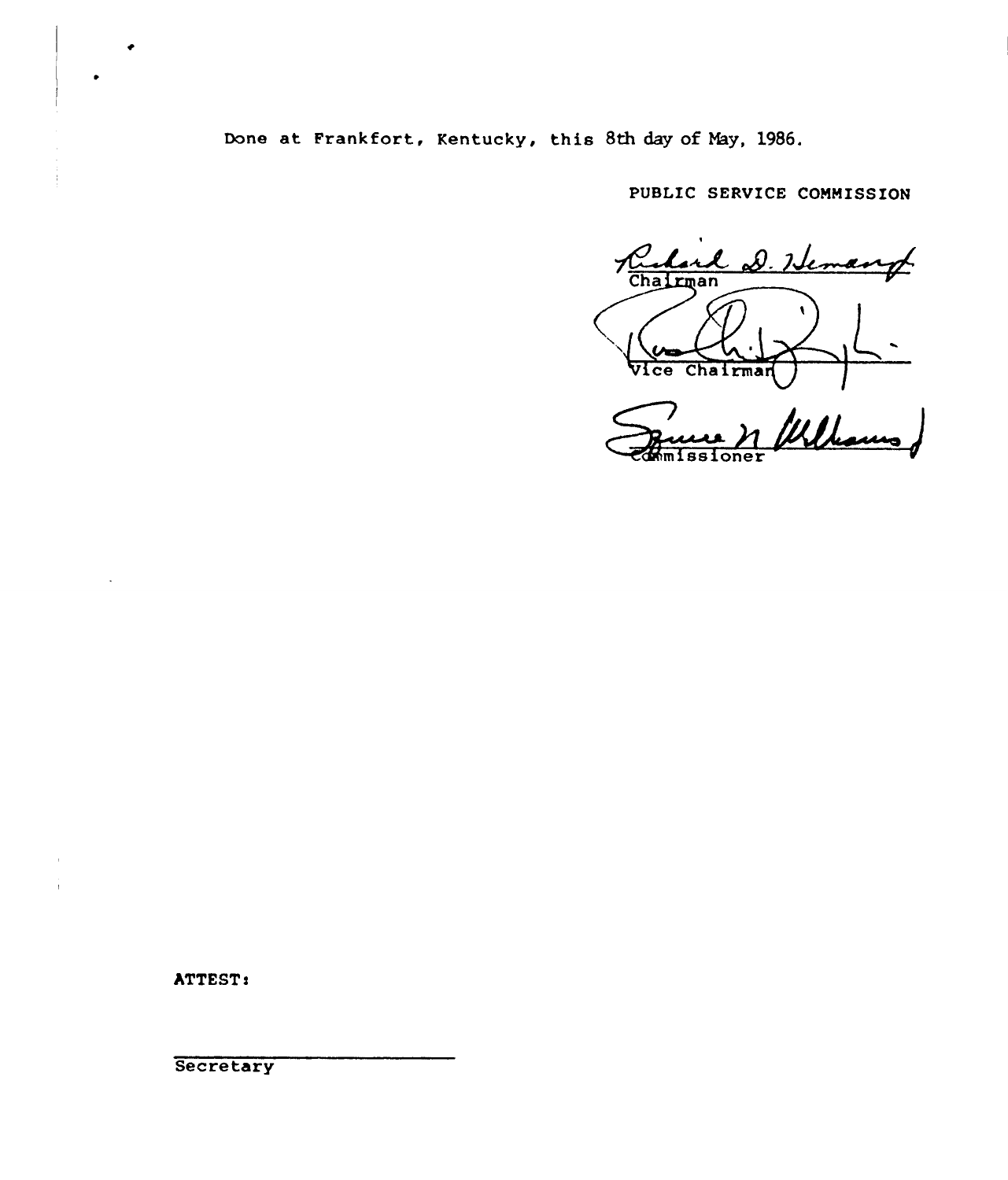Done at Frankfort, Kentucky, this 8th day of May, 1986.

PUBLIC SERVICE COMMISSION

Chairman

Vice Chairman

Commissioner

ATTEST:

Secretary